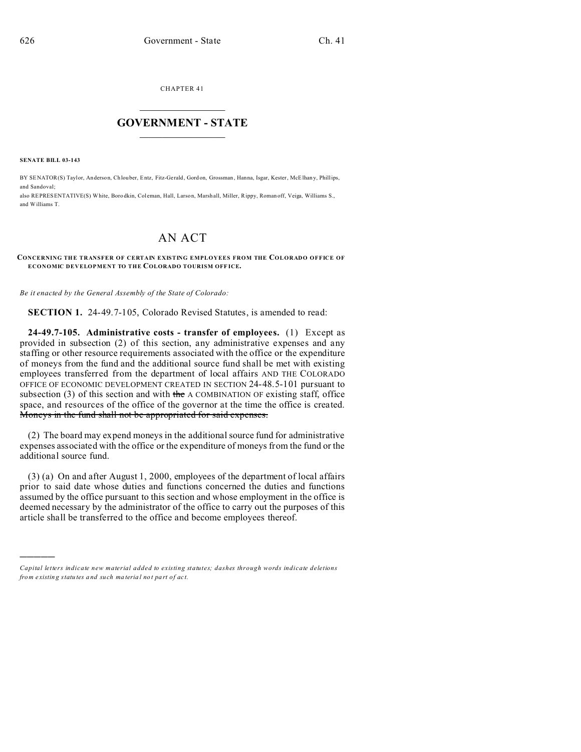CHAPTER 41

# GOVERNMENT - STATE

**SENATE BILL 03-143**

BY SENATOR(S) Taylor, Anderson, Chlouber, Entz, Fitz-Gerald, Gordon, Grossman, Hanna, Isgar, Kester, McElhany, Phillips, and Sandoval;
also REPRESENTATIVE(S) White, Borodkin, Coleman, Hall, Larson, Marshall, Miller, Rippy, Romanoff, Veiga, Williams S., and Williams T.

# AN ACT

**CONCERNING THE TRANSFER OF CERTAIN EXISTING EMPLOYEES FROM THE COLORADO OFFICE OF ECONOMIC DEVELOPMENT TO THE COLORADO TOURISM OFFICE.**

*Be it enacted by the General Assembly of the State of Colorado:*

**SECTION 1.** 24-49.7-105, Colorado Revised Statutes, is amended to read:

**24-49.7-105. Administrative costs - transfer of employees.** (1) Except as provided in subsection (2) of this section, any administrative expenses and any staffing or other resource requirements associated with the office or the expenditure of moneys from the fund and the additional source fund shall be met with existing employees transferred from the department of local affairs AND THE COLORADO OFFICE OF ECONOMIC DEVELOPMENT CREATED IN SECTION 24-48.5-101 pursuant to subsection (3) of this section and with ~~the~~ A COMBINATION OF existing staff, office space, and resources of the office of the governor at the time the office is created. ~~Moneys in the fund shall not be appropriated for said expenses.~~

(2) The board may expend moneys in the additional source fund for administrative expenses associated with the office or the expenditure of moneys from the fund or the additional source fund.

(3) (a) On and after August 1, 2000, employees of the department of local affairs prior to said date whose duties and functions concerned the duties and functions assumed by the office pursuant to this section and whose employment in the office is deemed necessary by the administrator of the office to carry out the purposes of this article shall be transferred to the office and become employees thereof.

*Capital letters indicate new material added to existing statutes; dashes through words indicate deletions from existing statutes and such material not part of act.*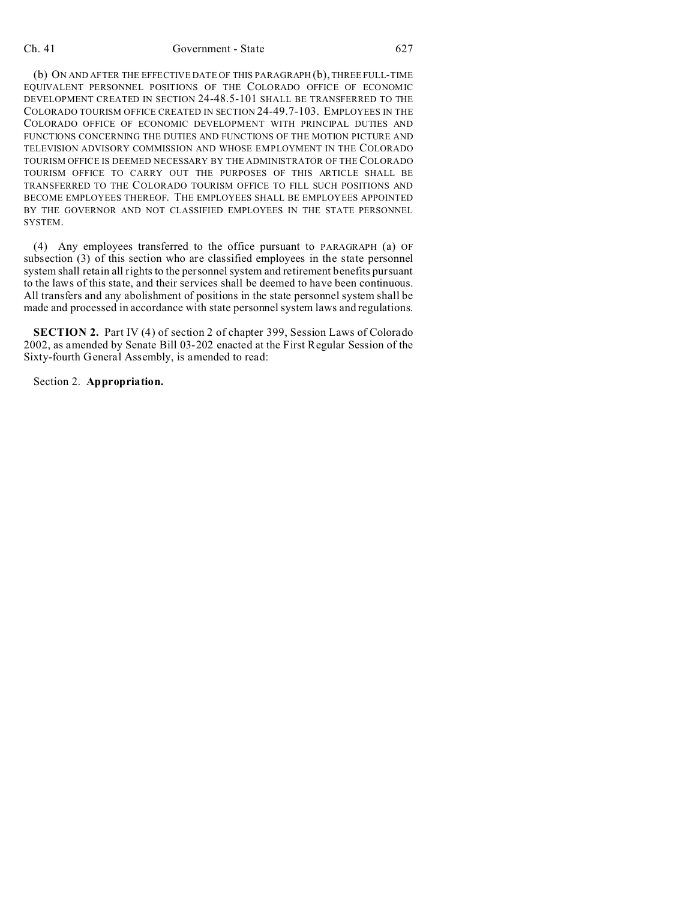(b) ON AND AFTER THE EFFECTIVE DATE OF THIS PARAGRAPH (b), THREE FULL-TIME EQUIVALENT PERSONNEL POSITIONS OF THE COLORADO OFFICE OF ECONOMIC DEVELOPMENT CREATED IN SECTION 24-48.5-101 SHALL BE TRANSFERRED TO THE COLORADO TOURISM OFFICE CREATED IN SECTION 24-49.7-103. EMPLOYEES IN THE COLORADO OFFICE OF ECONOMIC DEVELOPMENT WITH PRINCIPAL DUTIES AND FUNCTIONS CONCERNING THE DUTIES AND FUNCTIONS OF THE MOTION PICTURE AND TELEVISION ADVISORY COMMISSION AND WHOSE EMPLOYMENT IN THE COLORADO TOURISM OFFICE IS DEEMED NECESSARY BY THE ADMINISTRATOR OF THE COLORADO TOURISM OFFICE TO CARRY OUT THE PURPOSES OF THIS ARTICLE SHALL BE TRANSFERRED TO THE COLORADO TOURISM OFFICE TO FILL SUCH POSITIONS AND BECOME EMPLOYEES THEREOF. THE EMPLOYEES SHALL BE EMPLOYEES APPOINTED BY THE GOVERNOR AND NOT CLASSIFIED EMPLOYEES IN THE STATE PERSONNEL SYSTEM.

(4) Any employees transferred to the office pursuant to PARAGRAPH (a) OF subsection (3) of this section who are classified employees in the state personnel system shall retain all rights to the personnel system and retirement benefits pursuant to the laws of this state, and their services shall be deemed to have been continuous. All transfers and any abolishment of positions in the state personnel system shall be made and processed in accordance with state personnel system laws and regulations.

**SECTION 2.** Part IV (4) of section 2 of chapter 399, Session Laws of Colorado 2002, as amended by Senate Bill 03-202 enacted at the First Regular Session of the Sixty-fourth General Assembly, is amended to read:

Section 2. **Appropriation.**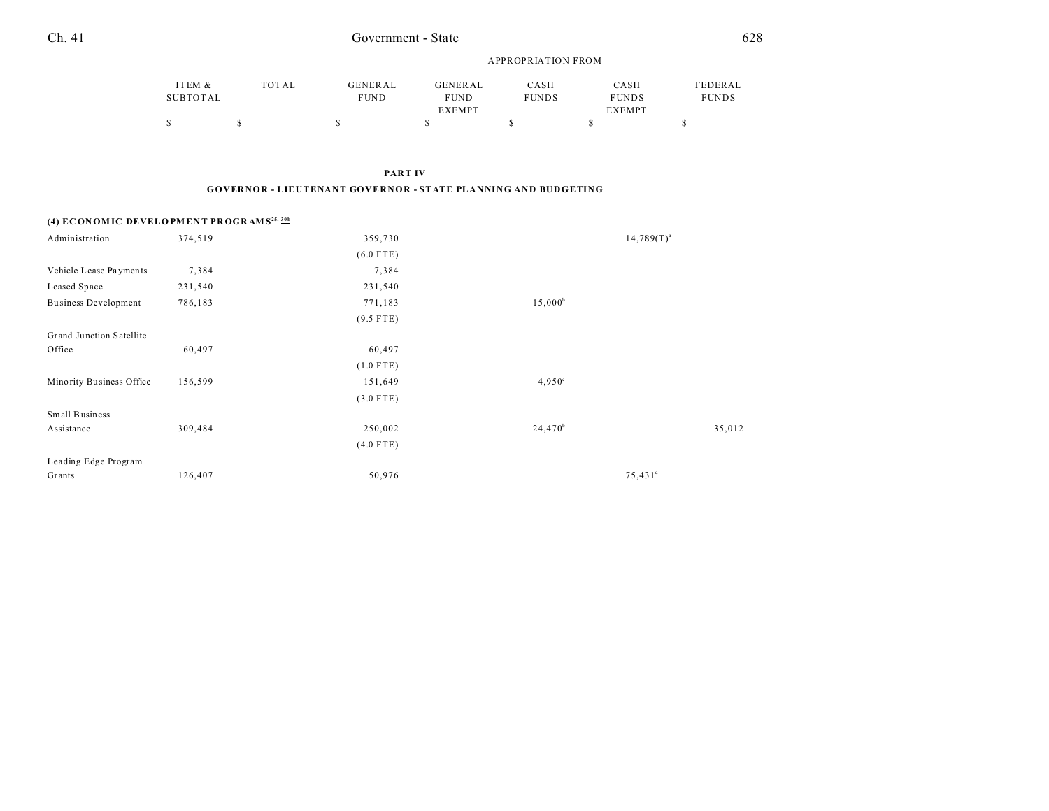## PART IV

### GOVERNOR - LIEUTENANT GOVERNOR - STATE PLANNING AND BUDGETING

| | ITEM & SUBTOTAL | TOTAL | APPROPRIATION FROM GENERAL FUND | GENERAL FUND EXEMPT | CASH FUNDS | CASH FUNDS EXEMPT | FEDERAL FUNDS |
|---|---|---|---|---|---|---|---|
| | $ | $ | $ | $ | $ | $ | $ |
| **(4) ECONOMIC DEVELOPMENT PROGRAMS**[25, 30b] | | | | | | | |
| Administration | 374,519 | | 359,730 | | | 14,789(T)[a] | |
| | | | (6.0 FTE) | | | | |
| Vehicle Lease Payments | 7,384 | | 7,384 | | | | |
| Leased Space | 231,540 | | 231,540 | | | | |
| Business Development | 786,183 | | 771,183 | | 15,000[b] | | |
| | | | (9.5 FTE) | | | | |
| Grand Junction Satellite Office | 60,497 | | 60,497 | | | | |
| | | | (1.0 FTE) | | | | |
| Minority Business Office | 156,599 | | 151,649 | | 4,950[c] | | |
| | | | (3.0 FTE) | | | | |
| Small Business Assistance | 309,484 | | 250,002 | | 24,470[b] | | 35,012 |
| | | | (4.0 FTE) | | | | |
| Leading Edge Program Grants | 126,407 | | 50,976 | | | 75,431[d] | |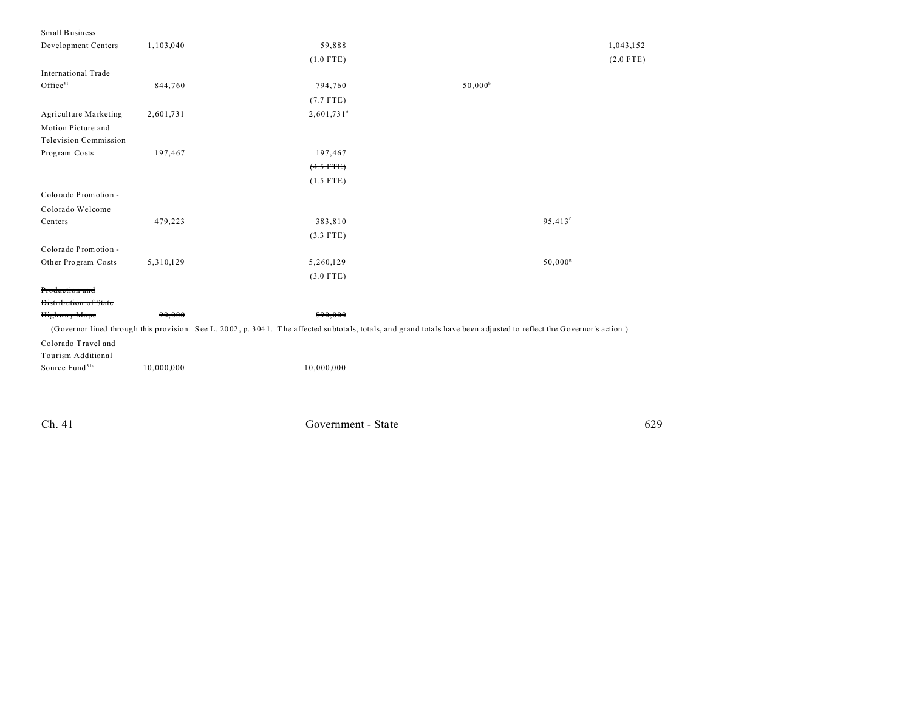| | Total | General Fund | General Fund Exempt | Cash Funds | Cash Funds Exempt | Federal Funds |
|---|---|---|---|---|---|---|
| Small Business Development Centers | 1,103,040 | 59,888 | | | | 1,043,152 |
| | | (1.0 FTE) | | | | (2.0 FTE) |
| International Trade Office[31] | 844,760 | 794,760 | | 50,000[b] | | |
| | | (7.7 FTE) | | | | |
| Agriculture Marketing | 2,601,731 | 2,601,731[e] | | | | |
| Motion Picture and Television Commission Program Costs | 197,467 | 197,467 | | | | |
| | | ~~(4.5 FTE)~~ | | | | |
| | | (1.5 FTE) | | | | |
| Colorado Promotion - Colorado Welcome Centers | 479,223 | 383,810 | | | 95,413[f] | |
| | | (3.3 FTE) | | | | |
| Colorado Promotion - Other Program Costs | 5,310,129 | 5,260,129 | | | 50,000[g] | |
| | | (3.0 FTE) | | | | |
| ~~Production and Distribution of State Highway Maps~~ | ~~90,000~~ | ~~$90,000~~ | | | | |

(Governor lined through this provision. See L. 2002, p. 3041. The affected subtotals, totals, and grand totals have been adjusted to reflect the Governor's action.)

| | Total | General Fund | General Fund Exempt | Cash Funds | Cash Funds Exempt | Federal Funds |
|---|---|---|---|---|---|---|
| Colorado Travel and Tourism Additional Source Fund[31a] | 10,000,000 | 10,000,000 | | | | |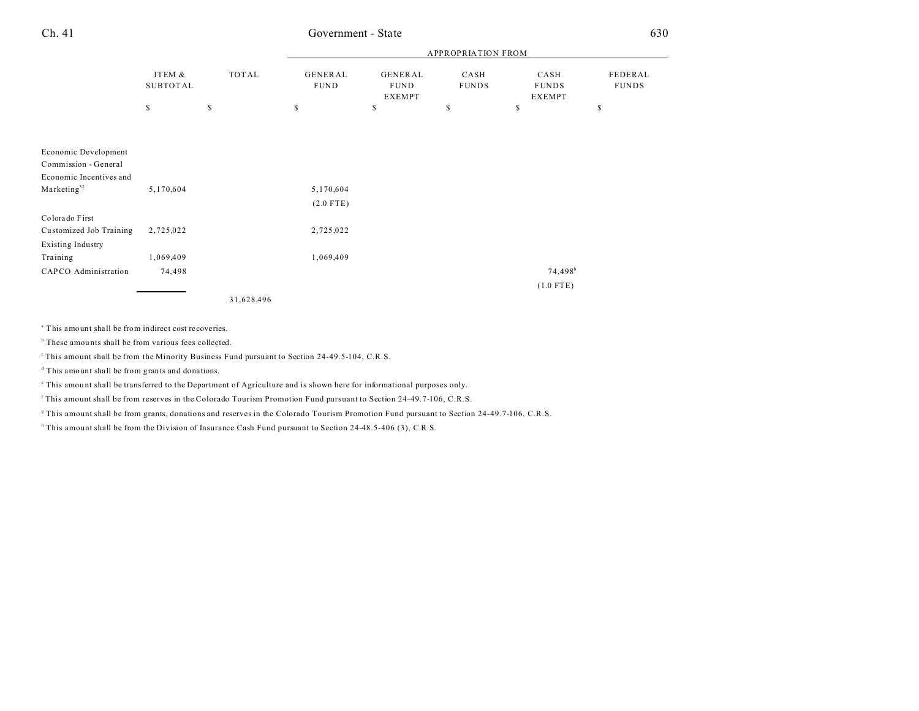| | ITEM & SUBTOTAL | TOTAL | APPROPRIATION FROM | | | | |
|---|---|---|---|---|---|---|---|
| | | | GENERAL FUND | GENERAL FUND EXEMPT | CASH FUNDS | CASH FUNDS EXEMPT | FEDERAL FUNDS |
| | $ | $ | $ | $ | $ | $ | $ |
| Economic Development Commission - General Economic Incentives and Marketing[32] | 5,170,604 | | 5,170,604 (2.0 FTE) | | | | |
| Colorado First Customized Job Training | 2,725,022 | | 2,725,022 | | | | |
| Existing Industry Training | 1,069,409 | | 1,069,409 | | | | |
| CAPCO Administration | 74,498 | | | | | 74,498[h] (1.0 FTE) | |
| | | 31,628,496 | | | | | |

[a] This amount shall be from indirect cost recoveries.

[b] These amounts shall be from various fees collected.

[c] This amount shall be from the Minority Business Fund pursuant to Section 24-49.5-104, C.R.S.

[d] This amount shall be from grants and donations.

[e] This amount shall be transferred to the Department of Agriculture and is shown here for informational purposes only.

[f] This amount shall be from reserves in the Colorado Tourism Promotion Fund pursuant to Section 24-49.7-106, C.R.S.

[g] This amount shall be from grants, donations and reserves in the Colorado Tourism Promotion Fund pursuant to Section 24-49.7-106, C.R.S.

[h] This amount shall be from the Division of Insurance Cash Fund pursuant to Section 24-48.5-406 (3), C.R.S.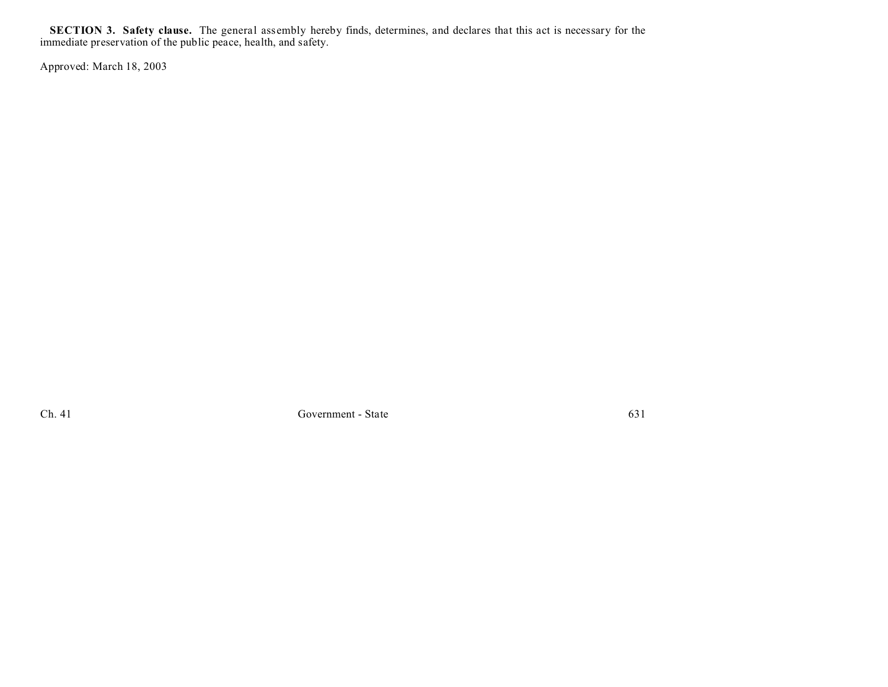**SECTION 3. Safety clause.** The general assembly hereby finds, determines, and declares that this act is necessary for the immediate preservation of the public peace, health, and safety.

Approved: March 18, 2003